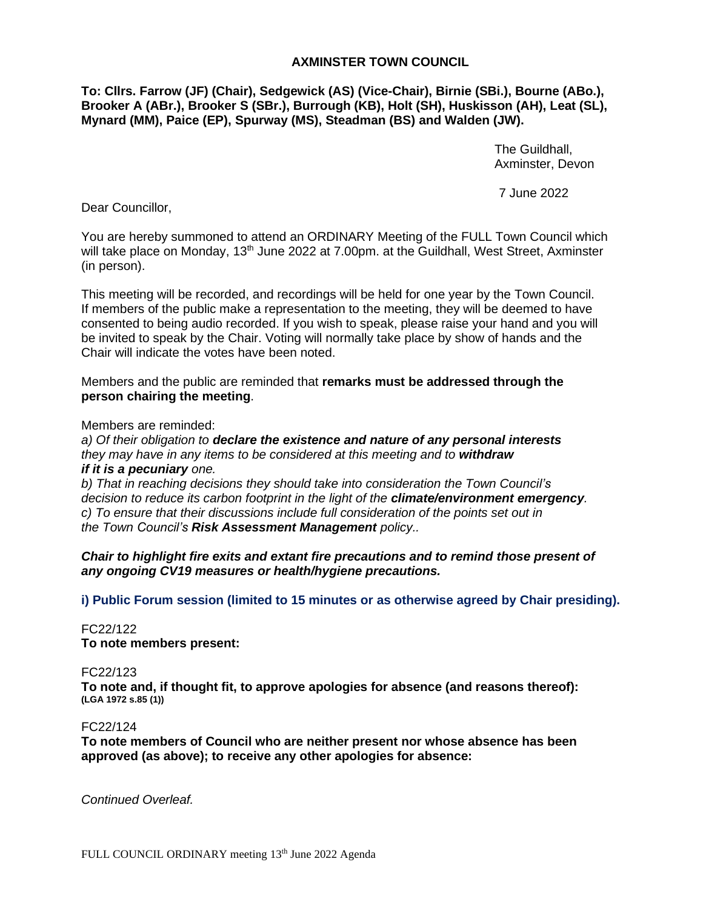# AXMINSTER TOWN COUNCIL

**To: Cllrs. Farrow (JF) (Chair), Sedgewick (AS) (Vice-Chair), Birnie (SBi.), Bourne (ABo.), Brooker A (ABr.), Brooker S (SBr.), Burrough (KB), Holt (SH), Huskisson (AH), Leat (SL), Mynard (MM), Paice (EP), Spurway (MS), Steadman (BS) and Walden (JW).**

The Guildhall,
Axminster, Devon

7 June 2022

Dear Councillor,

You are hereby summoned to attend an ORDINARY Meeting of the FULL Town Council which will take place on Monday, 13th June 2022 at 7.00pm. at the Guildhall, West Street, Axminster (in person).

This meeting will be recorded, and recordings will be held for one year by the Town Council. If members of the public make a representation to the meeting, they will be deemed to have consented to being audio recorded. If you wish to speak, please raise your hand and you will be invited to speak by the Chair. Voting will normally take place by show of hands and the Chair will indicate the votes have been noted.

Members and the public are reminded that **remarks must be addressed through the person chairing the meeting**.

Members are reminded:

*a) Of their obligation to **declare the existence and nature of any personal interests** they may have in any items to be considered at this meeting and to **withdraw if it is a pecuniary** one.*

*b) That in reaching decisions they should take into consideration the Town Council's decision to reduce its carbon footprint in the light of the **climate/environment emergency**.*

*c) To ensure that their discussions include full consideration of the points set out in the Town Council's **Risk Assessment Management** policy..*

***Chair to highlight fire exits and extant fire precautions and to remind those present of any ongoing CV19 measures or health/hygiene precautions.***

**i) Public Forum session (limited to 15 minutes or as otherwise agreed by Chair presiding).**

FC22/122
**To note members present:**

FC22/123
**To note and, if thought fit, to approve apologies for absence (and reasons thereof): (LGA 1972 s.85 (1))**

FC22/124
**To note members of Council who are neither present nor whose absence has been approved (as above); to receive any other apologies for absence:**

*Continued Overleaf.*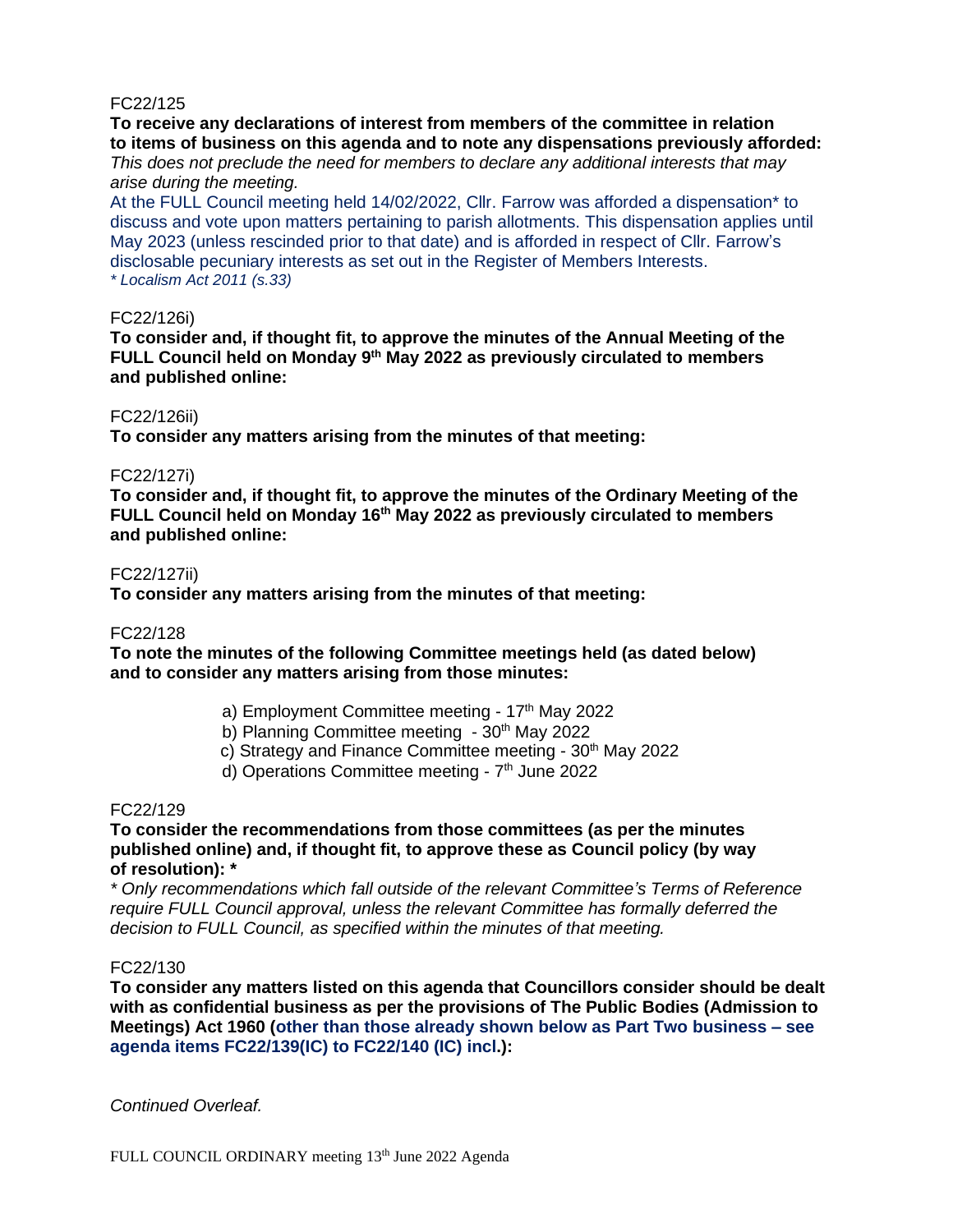FC22/125

**To receive any declarations of interest from members of the committee in relation to items of business on this agenda and to note any dispensations previously afforded:**

*This does not preclude the need for members to declare any additional interests that may arise during the meeting.*

At the FULL Council meeting held 14/02/2022, Cllr. Farrow was afforded a dispensation* to discuss and vote upon matters pertaining to parish allotments. This dispensation applies until May 2023 (unless rescinded prior to that date) and is afforded in respect of Cllr. Farrow's disclosable pecuniary interests as set out in the Register of Members Interests.

*\* Localism Act 2011 (s.33)*

FC22/126i)

**To consider and, if thought fit, to approve the minutes of the Annual Meeting of the FULL Council held on Monday 9th May 2022 as previously circulated to members and published online:**

FC22/126ii)

**To consider any matters arising from the minutes of that meeting:**

FC22/127i)

**To consider and, if thought fit, to approve the minutes of the Ordinary Meeting of the FULL Council held on Monday 16th May 2022 as previously circulated to members and published online:**

FC22/127ii)

**To consider any matters arising from the minutes of that meeting:**

FC22/128

**To note the minutes of the following Committee meetings held (as dated below) and to consider any matters arising from those minutes:**

a) Employment Committee meeting - 17th May 2022
b) Planning Committee meeting - 30th May 2022
c) Strategy and Finance Committee meeting - 30th May 2022
d) Operations Committee meeting - 7th June 2022

FC22/129

**To consider the recommendations from those committees (as per the minutes published online) and, if thought fit, to approve these as Council policy (by way of resolution): \***

*\* Only recommendations which fall outside of the relevant Committee's Terms of Reference require FULL Council approval, unless the relevant Committee has formally deferred the decision to FULL Council, as specified within the minutes of that meeting.*

FC22/130

**To consider any matters listed on this agenda that Councillors consider should be dealt with as confidential business as per the provisions of The Public Bodies (Admission to Meetings) Act 1960 (other than those already shown below as Part Two business – see agenda items FC22/139(IC) to FC22/140 (IC) incl.):**

*Continued Overleaf.*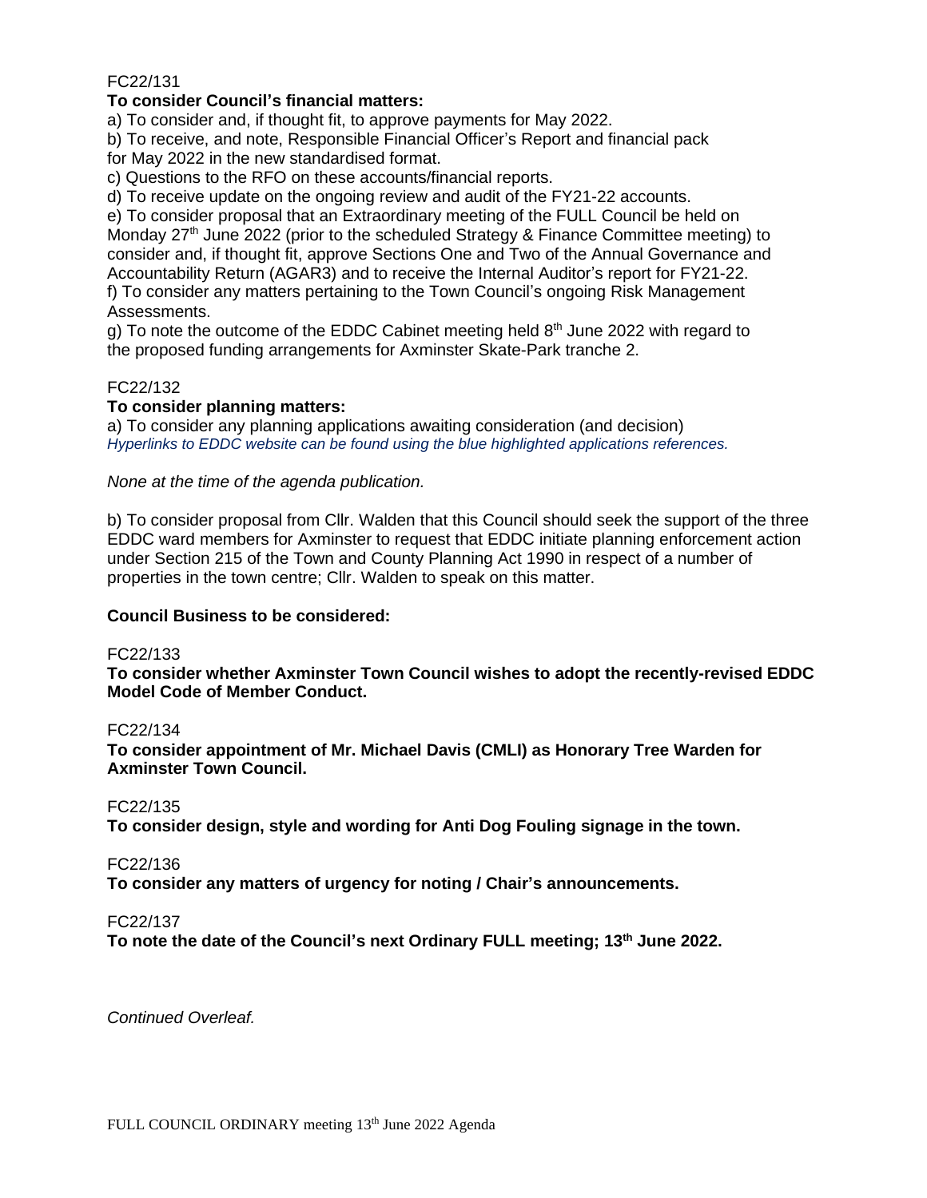FC22/131

**To consider Council's financial matters:**

a) To consider and, if thought fit, to approve payments for May 2022.

b) To receive, and note, Responsible Financial Officer's Report and financial pack for May 2022 in the new standardised format.

c) Questions to the RFO on these accounts/financial reports.

d) To receive update on the ongoing review and audit of the FY21-22 accounts.

e) To consider proposal that an Extraordinary meeting of the FULL Council be held on Monday 27th June 2022 (prior to the scheduled Strategy & Finance Committee meeting) to consider and, if thought fit, approve Sections One and Two of the Annual Governance and Accountability Return (AGAR3) and to receive the Internal Auditor's report for FY21-22.

f) To consider any matters pertaining to the Town Council's ongoing Risk Management Assessments.

g) To note the outcome of the EDDC Cabinet meeting held 8th June 2022 with regard to the proposed funding arrangements for Axminster Skate-Park tranche 2.

FC22/132

**To consider planning matters:**

a) To consider any planning applications awaiting consideration (and decision)
*Hyperlinks to EDDC website can be found using the blue highlighted applications references.*

*None at the time of the agenda publication.*

b) To consider proposal from Cllr. Walden that this Council should seek the support of the three EDDC ward members for Axminster to request that EDDC initiate planning enforcement action under Section 215 of the Town and County Planning Act 1990 in respect of a number of properties in the town centre; Cllr. Walden to speak on this matter.

**Council Business to be considered:**

FC22/133

**To consider whether Axminster Town Council wishes to adopt the recently-revised EDDC Model Code of Member Conduct.**

FC22/134

**To consider appointment of Mr. Michael Davis (CMLI) as Honorary Tree Warden for Axminster Town Council.**

FC22/135

**To consider design, style and wording for Anti Dog Fouling signage in the town.**

FC22/136

**To consider any matters of urgency for noting / Chair's announcements.**

FC22/137

**To note the date of the Council's next Ordinary FULL meeting; 13th June 2022.**

*Continued Overleaf.*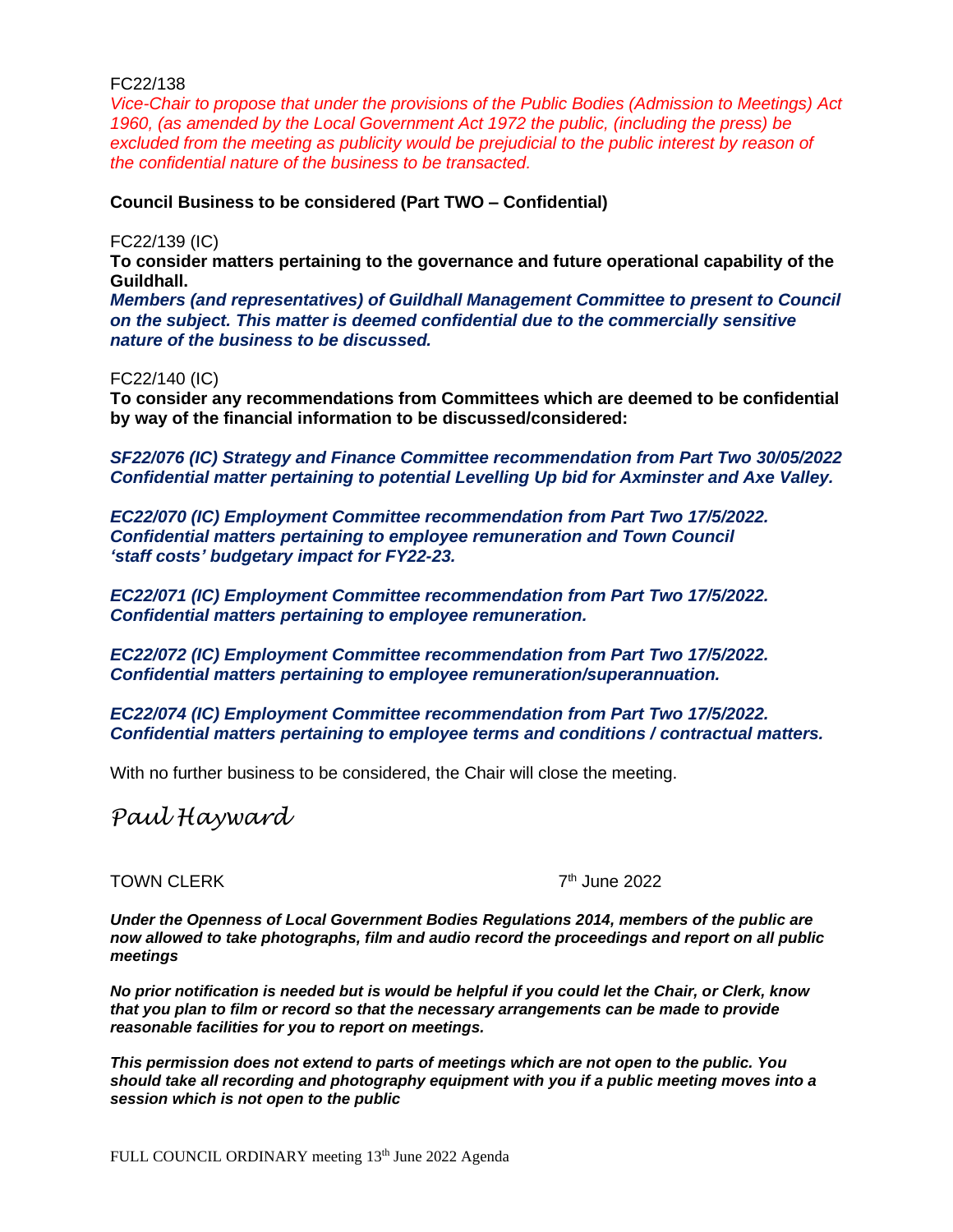FC22/138

*Vice-Chair to propose that under the provisions of the Public Bodies (Admission to Meetings) Act 1960, (as amended by the Local Government Act 1972 the public, (including the press) be excluded from the meeting as publicity would be prejudicial to the public interest by reason of the confidential nature of the business to be transacted.*

**Council Business to be considered (Part TWO – Confidential)**

FC22/139 (IC)

**To consider matters pertaining to the governance and future operational capability of the Guildhall.**

***Members (and representatives) of Guildhall Management Committee to present to Council on the subject. This matter is deemed confidential due to the commercially sensitive nature of the business to be discussed.***

FC22/140 (IC)

**To consider any recommendations from Committees which are deemed to be confidential by way of the financial information to be discussed/considered:**

***SF22/076 (IC) Strategy and Finance Committee recommendation from Part Two 30/05/2022 Confidential matter pertaining to potential Levelling Up bid for Axminster and Axe Valley.***

***EC22/070 (IC) Employment Committee recommendation from Part Two 17/5/2022. Confidential matters pertaining to employee remuneration and Town Council 'staff costs' budgetary impact for FY22-23.***

***EC22/071 (IC) Employment Committee recommendation from Part Two 17/5/2022. Confidential matters pertaining to employee remuneration.***

***EC22/072 (IC) Employment Committee recommendation from Part Two 17/5/2022. Confidential matters pertaining to employee remuneration/superannuation.***

***EC22/074 (IC) Employment Committee recommendation from Part Two 17/5/2022. Confidential matters pertaining to employee terms and conditions / contractual matters.***

With no further business to be considered, the Chair will close the meeting.

*Paul Hayward*

TOWN CLERK 7th June 2022

***Under the Openness of Local Government Bodies Regulations 2014, members of the public are now allowed to take photographs, film and audio record the proceedings and report on all public meetings***

***No prior notification is needed but is would be helpful if you could let the Chair, or Clerk, know that you plan to film or record so that the necessary arrangements can be made to provide reasonable facilities for you to report on meetings.***

***This permission does not extend to parts of meetings which are not open to the public. You should take all recording and photography equipment with you if a public meeting moves into a session which is not open to the public***